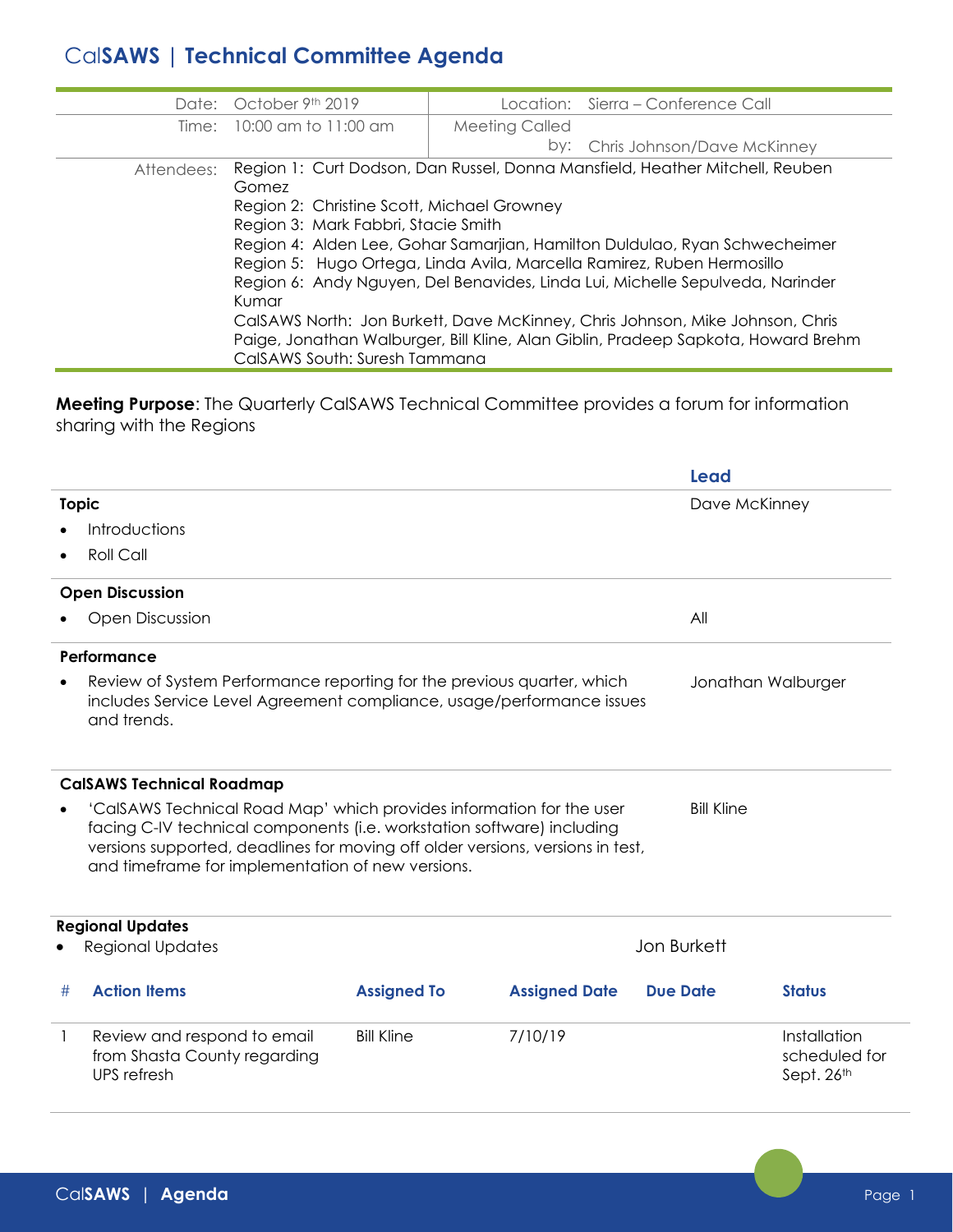# CalSAWS | Technical Committee Agenda

| | | | |
|---|---|---|---|
| Date: | October 9th 2019 | Location: | Sierra – Conference Call |
| Time: | 10:00 am to 11:00 am | Meeting Called by: | Chris Johnson/Dave McKinney |
| Attendees: | Region 1: Curt Dodson, Dan Russel, Donna Mansfield, Heather Mitchell, Reuben Gomez<br>Region 2: Christine Scott, Michael Growney<br>Region 3: Mark Fabbri, Stacie Smith<br>Region 4: Alden Lee, Gohar Samarjian, Hamilton Duldulao, Ryan Schwecheimer<br>Region 5: Hugo Ortega, Linda Avila, Marcella Ramirez, Ruben Hermosillo<br>Region 6: Andy Nguyen, Del Benavides, Linda Lui, Michelle Sepulveda, Narinder Kumar<br>CalSAWS North: Jon Burkett, Dave McKinney, Chris Johnson, Mike Johnson, Chris Paige, Jonathan Walburger, Bill Kline, Alan Giblin, Pradeep Sapkota, Howard Brehm<br>CalSAWS South: Suresh Tammana | | |

**Meeting Purpose**: The Quarterly CalSAWS Technical Committee provides a forum for information sharing with the Regions

| Topic | Lead |
|---|---|
| **Topic**<br>• Introductions<br>• Roll Call | Dave McKinney |
| **Open Discussion**<br>• Open Discussion | All |
| **Performance**<br>• Review of System Performance reporting for the previous quarter, which includes Service Level Agreement compliance, usage/performance issues and trends. | Jonathan Walburger |
| **CalSAWS Technical Roadmap**<br>• 'CalSAWS Technical Road Map' which provides information for the user facing C-IV technical components (i.e. workstation software) including versions supported, deadlines for moving off older versions, versions in test, and timeframe for implementation of new versions. | Bill Kline |
| **Regional Updates**<br>• Regional Updates | Jon Burkett |

| # | Action Items | Assigned To | Assigned Date | Due Date | Status |
|---|---|---|---|---|---|
| 1 | Review and respond to email from Shasta County regarding UPS refresh | Bill Kline | 7/10/19 | | Installation scheduled for Sept. 26th |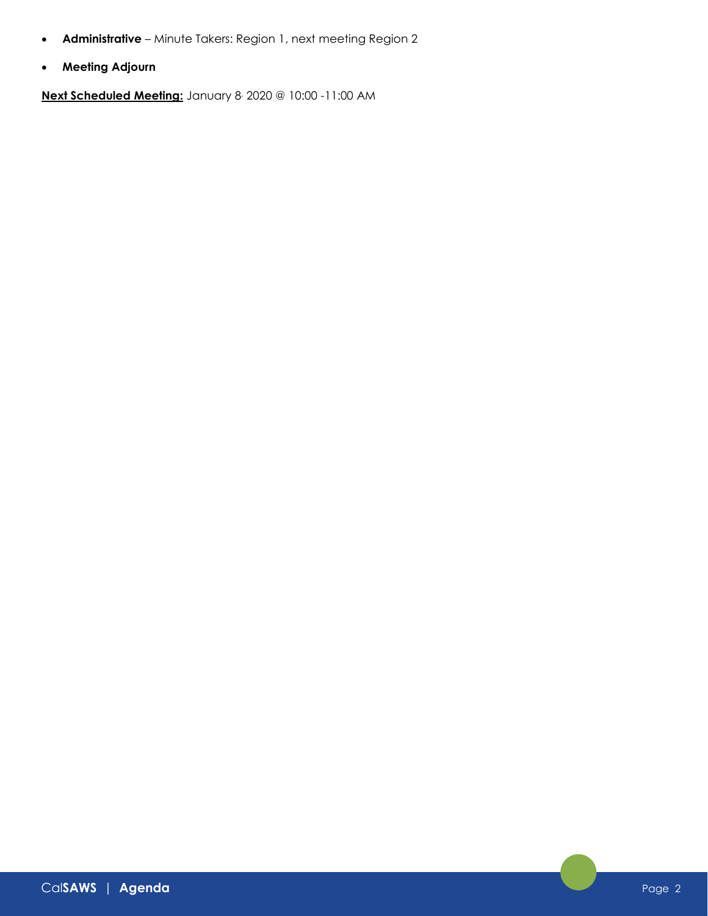- **Administrative** – Minute Takers: Region 1, next meeting Region 2
- **Meeting Adjourn**

**Next Scheduled Meeting:** January 8, 2020 @ 10:00 -11:00 AM